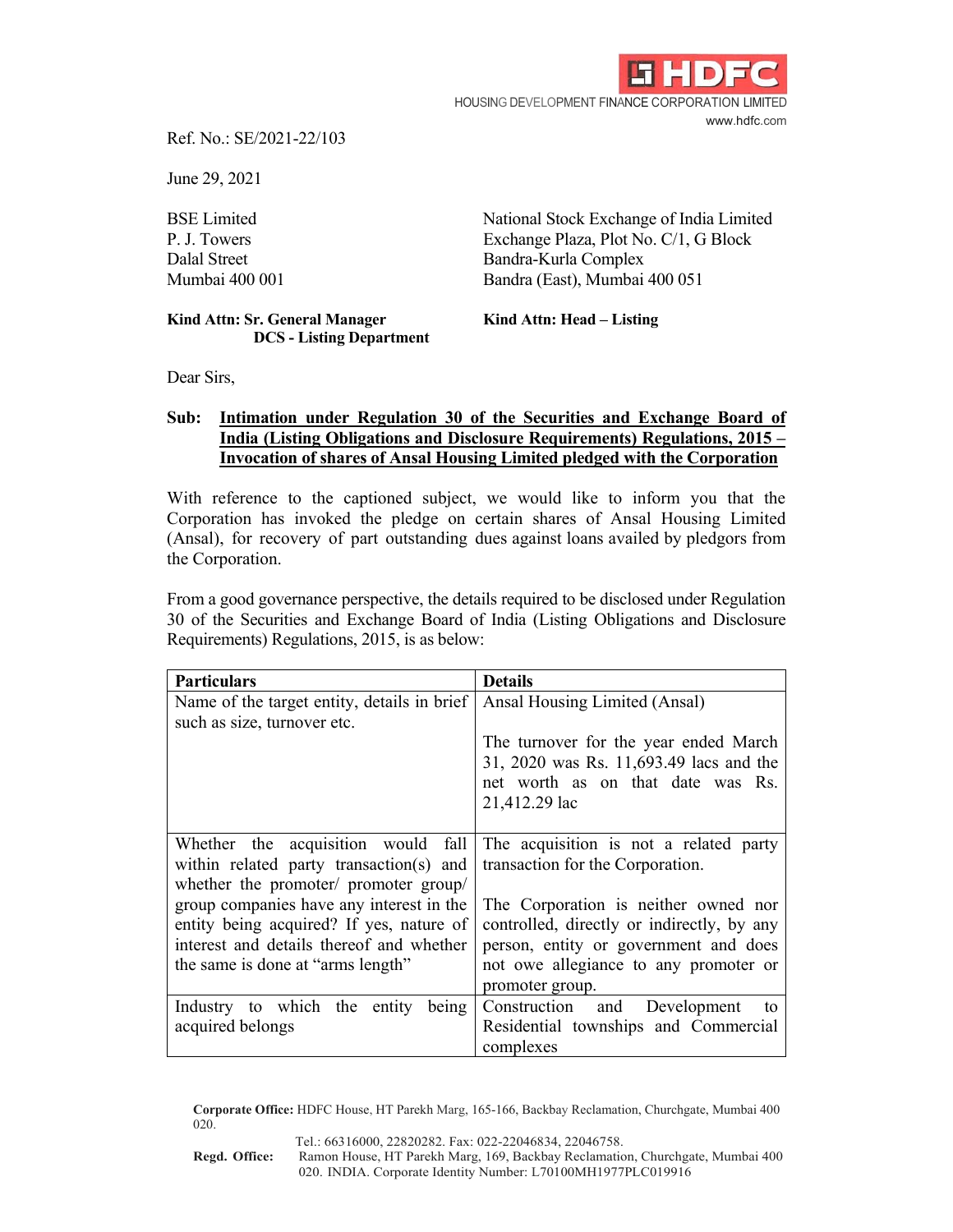HDFC

HOUSING DEVELOPMENT FINANCE CORPORATION LIMITED

www.hdfc.com

Ref. No.: SE/2021-22/103

June 29, 2021

BSE Limited
P. J. Towers
Dalal Street
Mumbai 400 001

**Kind Attn: Sr. General Manager**
**DCS - Listing Department**

National Stock Exchange of India Limited
Exchange Plaza, Plot No. C/1, G Block
Bandra-Kurla Complex
Bandra (East), Mumbai 400 051

**Kind Attn: Head – Listing**

Dear Sirs,

**Sub: Intimation under Regulation 30 of the Securities and Exchange Board of India (Listing Obligations and Disclosure Requirements) Regulations, 2015 – Invocation of shares of Ansal Housing Limited pledged with the Corporation**

With reference to the captioned subject, we would like to inform you that the Corporation has invoked the pledge on certain shares of Ansal Housing Limited (Ansal), for recovery of part outstanding dues against loans availed by pledgors from the Corporation.

From a good governance perspective, the details required to be disclosed under Regulation 30 of the Securities and Exchange Board of India (Listing Obligations and Disclosure Requirements) Regulations, 2015, is as below:

| Particulars | Details |
|---|---|
| Name of the target entity, details in brief such as size, turnover etc. | Ansal Housing Limited (Ansal)<br><br>The turnover for the year ended March 31, 2020 was Rs. 11,693.49 lacs and the net worth as on that date was Rs. 21,412.29 lac |
| Whether the acquisition would fall within related party transaction(s) and whether the promoter/ promoter group/ group companies have any interest in the entity being acquired? If yes, nature of interest and details thereof and whether the same is done at "arms length" | The acquisition is not a related party transaction for the Corporation.<br><br>The Corporation is neither owned nor controlled, directly or indirectly, by any person, entity or government and does not owe allegiance to any promoter or promoter group. |
| Industry to which the entity being acquired belongs | Construction and Development to Residential townships and Commercial complexes |

**Corporate Office:** HDFC House, HT Parekh Marg, 165-166, Backbay Reclamation, Churchgate, Mumbai 400 020.
Tel.: 66316000, 22820282. Fax: 022-22046834, 22046758.
**Regd. Office:** Ramon House, HT Parekh Marg, 169, Backbay Reclamation, Churchgate, Mumbai 400 020. INDIA. Corporate Identity Number: L70100MH1977PLC019916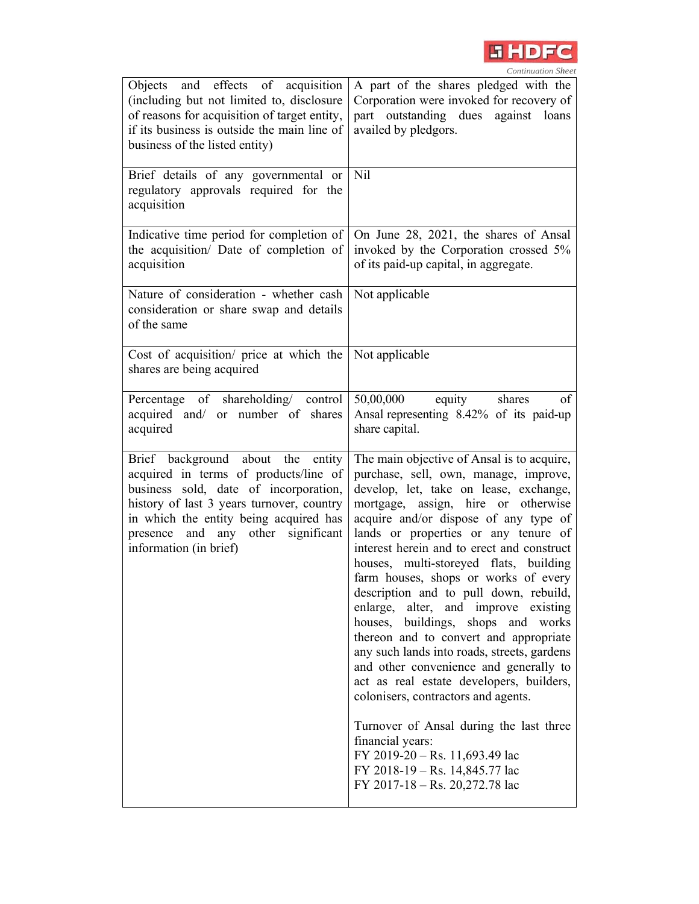| | |
|---|---|
| Objects and effects of acquisition (including but not limited to, disclosure of reasons for acquisition of target entity, if its business is outside the main line of business of the listed entity) | A part of the shares pledged with the Corporation were invoked for recovery of part outstanding dues against loans availed by pledgors. |
| Brief details of any governmental or regulatory approvals required for the acquisition | Nil |
| Indicative time period for completion of the acquisition/ Date of completion of acquisition | On June 28, 2021, the shares of Ansal invoked by the Corporation crossed 5% of its paid-up capital, in aggregate. |
| Nature of consideration - whether cash consideration or share swap and details of the same | Not applicable |
| Cost of acquisition/ price at which the shares are being acquired | Not applicable |
| Percentage of shareholding/ control acquired and/ or number of shares acquired | 50,00,000 equity shares of Ansal representing 8.42% of its paid-up share capital. |
| Brief background about the entity acquired in terms of products/line of business sold, date of incorporation, history of last 3 years turnover, country in which the entity being acquired has presence and any other significant information (in brief) | The main objective of Ansal is to acquire, purchase, sell, own, manage, improve, develop, let, take on lease, exchange, mortgage, assign, hire or otherwise acquire and/or dispose of any type of lands or properties or any tenure of interest herein and to erect and construct houses, multi-storeyed flats, building farm houses, shops or works of every description and to pull down, rebuild, enlarge, alter, and improve existing houses, buildings, shops and works thereon and to convert and appropriate any such lands into roads, streets, gardens and other convenience and generally to act as real estate developers, builders, colonisers, contractors and agents.<br><br>Turnover of Ansal during the last three financial years:<br>FY 2019-20 – Rs. 11,693.49 lac<br>FY 2018-19 – Rs. 14,845.77 lac<br>FY 2017-18 – Rs. 20,272.78 lac |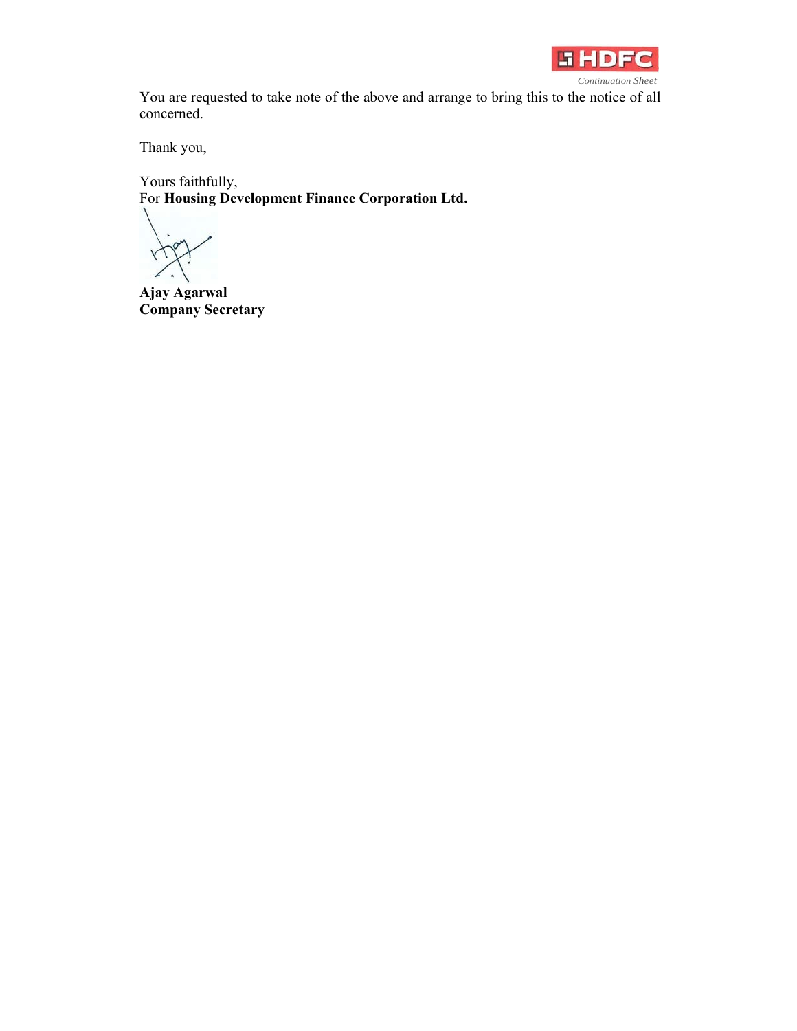You are requested to take note of the above and arrange to bring this to the notice of all concerned.

Thank you,

Yours faithfully,
For **Housing Development Finance Corporation Ltd.**

**Ajay Agarwal**
**Company Secretary**